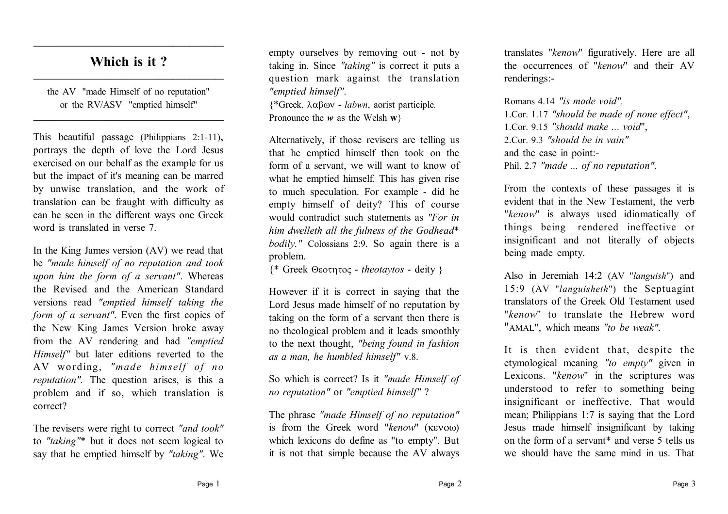# Which is it ?

the AV "made Himself of no reputation"
or the RV/ASV "emptied himself"

This beautiful passage (Philippians 2:1-11), portrays the depth of love the Lord Jesus exercised on our behalf as the example for us but the impact of it's meaning can be marred by unwise translation, and the work of translation can be fraught with difficulty as can be seen in the different ways one Greek word is translated in verse 7.

In the King James version (AV) we read that he *"made himself of no reputation and took upon him the form of a servant"*. Whereas the Revised and the American Standard versions read *"emptied himself taking the form of a servant"*. Even the first copies of the New King James Version broke away from the AV rendering and had *"emptied Himself"* but later editions reverted to the AV wording, *"made himself of no reputation"*. The question arises, is this a problem and if so, which translation is correct?

The revisers were right to correct *"and took"* to *"taking"** but it does not seem logical to say that he emptied himself by *"taking"*. We empty ourselves by removing out - not by taking in. Since *"taking"* is correct it puts a question mark against the translation *"emptied himself"*.

{*Greek. λαβων - *labwn*, aorist participle. Pronounce the ***w*** as the Welsh **w**}

Alternatively, if those revisers are telling us that he emptied himself then took on the form of a servant, we will want to know of what he emptied himself. This has given rise to much speculation. For example - did he empty himself of deity? This of course would contradict such statements as *"For in him dwelleth all the fulness of the Godhead* bodily."* Colossians 2:9. So again there is a problem.

{* Greek Θεοτητος - *theotaytos* - deity }

However if it is correct in saying that the Lord Jesus made himself of no reputation by taking on the form of a servant then there is no theological problem and it leads smoothly to the next thought, *"being found in fashion as a man, he humbled himself"* v.8.

So which is correct? Is it *"made Himself of no reputation"* or *"emptied himself"* ?

The phrase *"made Himself of no reputation"* is from the Greek word "*kenow*" (κενοω) which lexicons do define as "to empty". But it is not that simple because the AV always translates "*kenow*" figuratively. Here are all the occurrences of "*kenow*" and their AV renderings:-

Romans 4.14 *"is made void",*
1.Cor. 1.17 *"should be made of none effect"*,
1.Cor. 9.15 *"should make ... void"*,
2.Cor. 9.3 *"should be in vain"*
and the case in point:-
Phil. 2.7 *"made ... of no reputation"*.

From the contexts of these passages it is evident that in the New Testament, the verb "*kenow*" is always used idiomatically of things being rendered ineffective or insignificant and not literally of objects being made empty.

Also in Jeremiah 14:2 (AV "*languish*") and 15:9 (AV "*languisheth*") the Septuagint translators of the Greek Old Testament used "*kenow*" to translate the Hebrew word "AMAL", which means *"to be weak"*.

It is then evident that, despite the etymological meaning *"to empty"* given in Lexicons. "*kenow*" in the scriptures was understood to refer to something being insignificant or ineffective. That would mean; Philippians 1:7 is saying that the Lord Jesus made himself insignificant by taking on the form of a servant* and verse 5 tells us we should have the same mind in us. That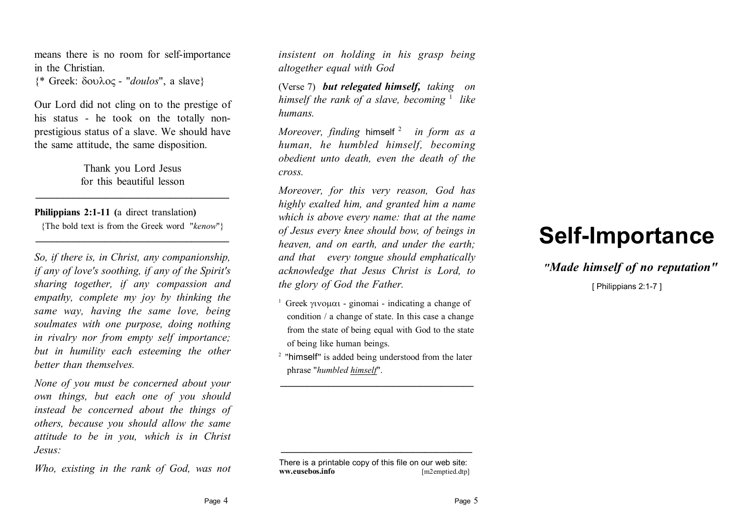means there is no room for self-importance in the Christian.

{* Greek: δουλος - "*doulos*", a slave}

Our Lord did not cling on to the prestige of his status - he took on the totally non-prestigious status of a slave. We should have the same attitude, the same disposition.

Thank you Lord Jesus
for this beautiful lesson

---

**Philippians 2:1-11 (**a direct translation**)**

{The bold text is from the Greek word "*kenow*"}

---

*So, if there is, in Christ, any companionship, if any of love's soothing, if any of the Spirit's sharing together, if any compassion and empathy, complete my joy by thinking the same way, having the same love, being soulmates with one purpose, doing nothing in rivalry nor from empty self importance; but in humility each esteeming the other better than themselves.*

*None of you must be concerned about your own things, but each one of you should instead be concerned about the things of others, because you should allow the same attitude to be in you, which is in Christ Jesus:*

*Who, existing in the rank of God, was not insistent on holding in his grasp being altogether equal with God*

(Verse 7) ***but relegated himself,*** *taking on himself the rank of a slave, becoming* [1] *like humans.*

*Moreover, finding* himself [2] *in form as a human, he humbled himself, becoming obedient unto death, even the death of the cross.*

*Moreover, for this very reason, God has highly exalted him, and granted him a name which is above every name: that at the name of Jesus every knee should bow, of beings in heaven, and on earth, and under the earth; and that every tongue should emphatically acknowledge that Jesus Christ is Lord, to the glory of God the Father.*

[1] Greek γινομαι - ginomai - indicating a change of condition / a change of state. In this case a change from the state of being equal with God to the state of being like human beings.

[2] "himself" is added being understood from the later phrase "*humbled himself*".

---

There is a printable copy of this file on our web site:
**ww.eusebos.info** [m2emptied.dtp]

# Self-Importance

***"Made himself of no reputation"***

[ Philippians 2:1-7 ]